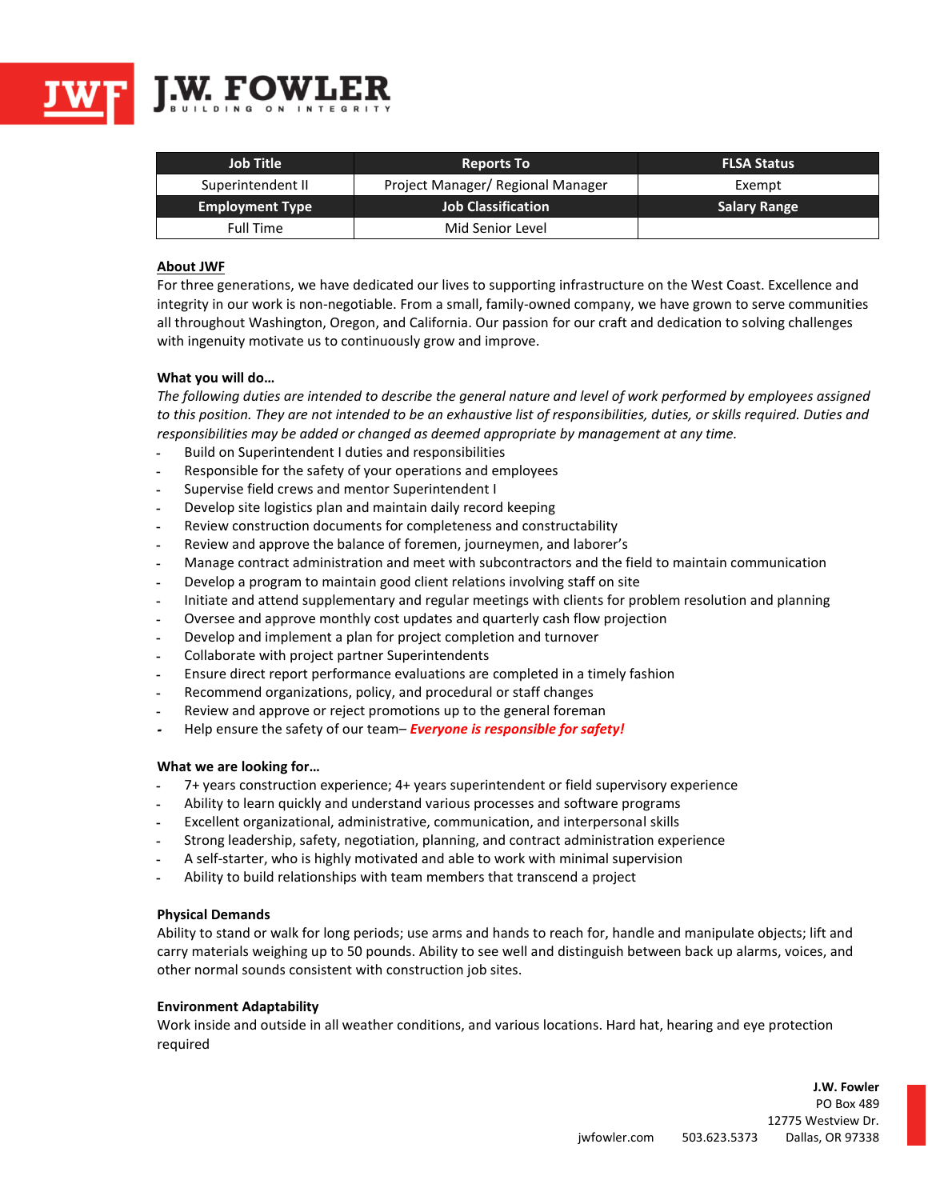# J.W. FOWLER

BUILDING ON INTEGRITY

| Job Title | Reports To | FLSA Status |
|---|---|---|
| Superintendent II | Project Manager/ Regional Manager | Exempt |
| **Employment Type** | **Job Classification** | **Salary Range** |
| Full Time | Mid Senior Level | |

**About JWF**

For three generations, we have dedicated our lives to supporting infrastructure on the West Coast. Excellence and integrity in our work is non-negotiable. From a small, family-owned company, we have grown to serve communities all throughout Washington, Oregon, and California. Our passion for our craft and dedication to solving challenges with ingenuity motivate us to continuously grow and improve.

**What you will do…**

*The following duties are intended to describe the general nature and level of work performed by employees assigned to this position. They are not intended to be an exhaustive list of responsibilities, duties, or skills required. Duties and responsibilities may be added or changed as deemed appropriate by management at any time.*

- Build on Superintendent I duties and responsibilities
- Responsible for the safety of your operations and employees
- Supervise field crews and mentor Superintendent I
- Develop site logistics plan and maintain daily record keeping
- Review construction documents for completeness and constructability
- Review and approve the balance of foremen, journeymen, and laborer's
- Manage contract administration and meet with subcontractors and the field to maintain communication
- Develop a program to maintain good client relations involving staff on site
- Initiate and attend supplementary and regular meetings with clients for problem resolution and planning
- Oversee and approve monthly cost updates and quarterly cash flow projection
- Develop and implement a plan for project completion and turnover
- Collaborate with project partner Superintendents
- Ensure direct report performance evaluations are completed in a timely fashion
- Recommend organizations, policy, and procedural or staff changes
- Review and approve or reject promotions up to the general foreman
- Help ensure the safety of our team– ***Everyone is responsible for safety!***

**What we are looking for…**

- 7+ years construction experience; 4+ years superintendent or field supervisory experience
- Ability to learn quickly and understand various processes and software programs
- Excellent organizational, administrative, communication, and interpersonal skills
- Strong leadership, safety, negotiation, planning, and contract administration experience
- A self-starter, who is highly motivated and able to work with minimal supervision
- Ability to build relationships with team members that transcend a project

**Physical Demands**

Ability to stand or walk for long periods; use arms and hands to reach for, handle and manipulate objects; lift and carry materials weighing up to 50 pounds. Ability to see well and distinguish between back up alarms, voices, and other normal sounds consistent with construction job sites.

**Environment Adaptability**

Work inside and outside in all weather conditions, and various locations. Hard hat, hearing and eye protection required

**J.W. Fowler**
PO Box 489
12775 Westview Dr.
Dallas, OR 97338

jwfowler.com 503.623.5373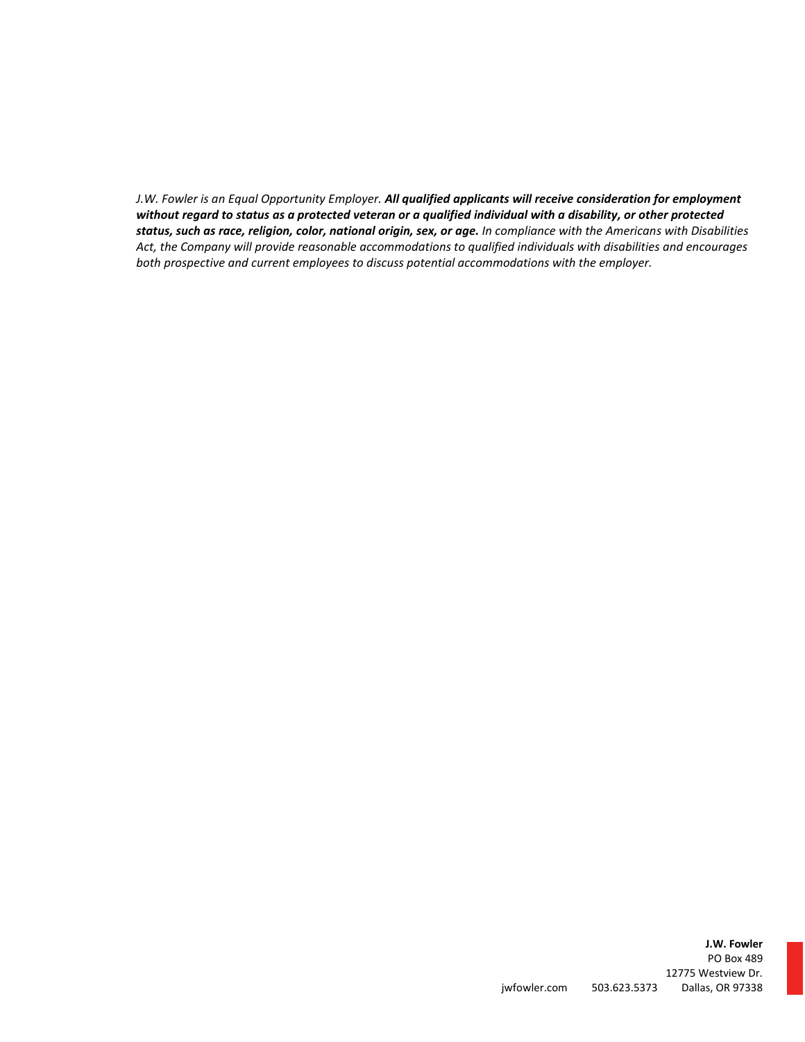*J.W. Fowler is an Equal Opportunity Employer.* ***All qualified applicants will receive consideration for employment without regard to status as a protected veteran or a qualified individual with a disability, or other protected status, such as race, religion, color, national origin, sex, or age.*** *In compliance with the Americans with Disabilities Act, the Company will provide reasonable accommodations to qualified individuals with disabilities and encourages both prospective and current employees to discuss potential accommodations with the employer.*

**J.W. Fowler**
PO Box 489
12775 Westview Dr.
jwfowler.com 503.623.5373 Dallas, OR 97338